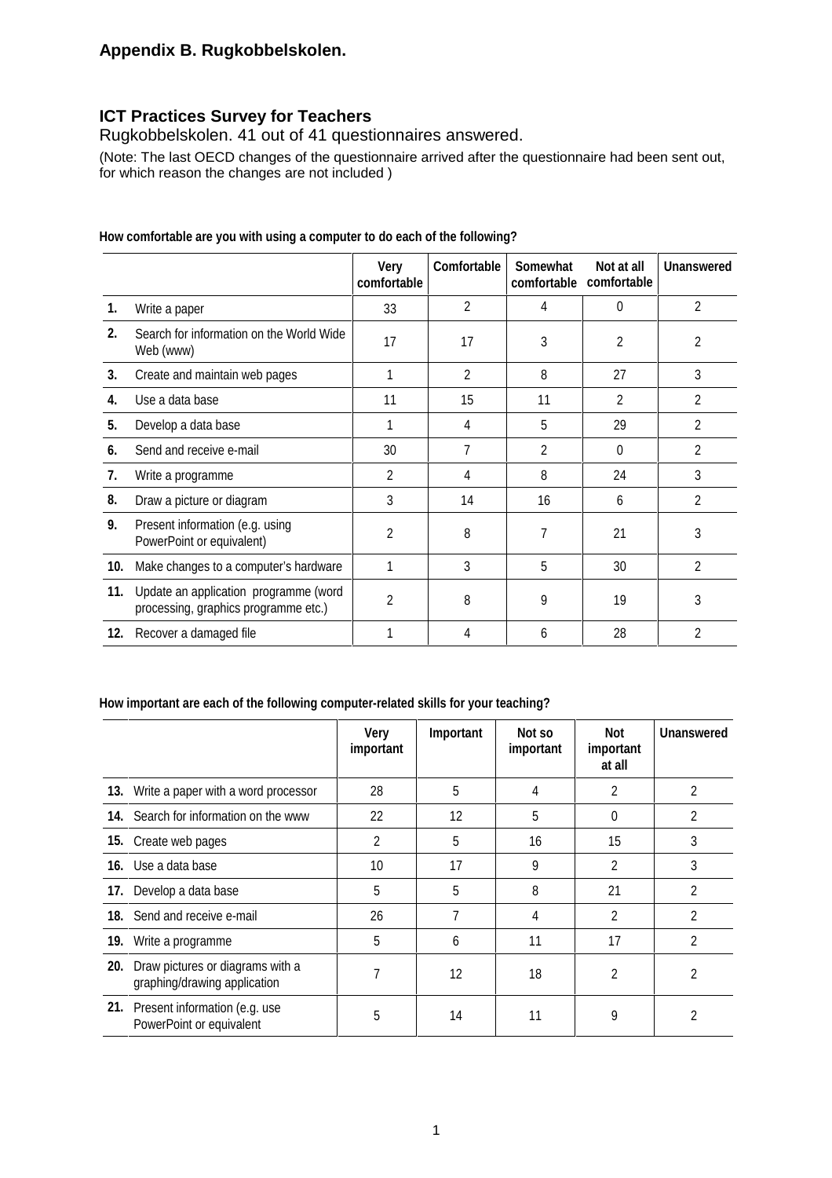## Appendix B. Rugkobbelskolen.

### ICT Practices Survey for Teachers

Rugkobbelskolen. 41 out of 41 questionnaires answered.

(Note: The last OECD changes of the questionnaire arrived after the questionnaire had been sent out, for which reason the changes are not included )

**How comfortable are you with using a computer to do each of the following?**

| | | Very comfortable | Comfortable | Somewhat comfortable | Not at all comfortable | Unanswered |
|---|---|---|---|---|---|---|
| **1.** | Write a paper | 33 | 2 | 4 | 0 | 2 |
| **2.** | Search for information on the World Wide Web (www) | 17 | 17 | 3 | 2 | 2 |
| **3.** | Create and maintain web pages | 1 | 2 | 8 | 27 | 3 |
| **4.** | Use a data base | 11 | 15 | 11 | 2 | 2 |
| **5.** | Develop a data base | 1 | 4 | 5 | 29 | 2 |
| **6.** | Send and receive e-mail | 30 | 7 | 2 | 0 | 2 |
| **7.** | Write a programme | 2 | 4 | 8 | 24 | 3 |
| **8.** | Draw a picture or diagram | 3 | 14 | 16 | 6 | 2 |
| **9.** | Present information (e.g. using PowerPoint or equivalent) | 2 | 8 | 7 | 21 | 3 |
| **10.** | Make changes to a computer's hardware | 1 | 3 | 5 | 30 | 2 |
| **11.** | Update an application programme (word processing, graphics programme etc.) | 2 | 8 | 9 | 19 | 3 |
| **12.** | Recover a damaged file | 1 | 4 | 6 | 28 | 2 |

**How important are each of the following computer-related skills for your teaching?**

| | | Very important | Important | Not so important | Not important at all | Unanswered |
|---|---|---|---|---|---|---|
| **13.** | Write a paper with a word processor | 28 | 5 | 4 | 2 | 2 |
| **14.** | Search for information on the www | 22 | 12 | 5 | 0 | 2 |
| **15.** | Create web pages | 2 | 5 | 16 | 15 | 3 |
| **16.** | Use a data base | 10 | 17 | 9 | 2 | 3 |
| **17.** | Develop a data base | 5 | 5 | 8 | 21 | 2 |
| **18.** | Send and receive e-mail | 26 | 7 | 4 | 2 | 2 |
| **19.** | Write a programme | 5 | 6 | 11 | 17 | 2 |
| **20.** | Draw pictures or diagrams with a graphing/drawing application | 7 | 12 | 18 | 2 | 2 |
| **21.** | Present information (e.g. use PowerPoint or equivalent | 5 | 14 | 11 | 9 | 2 |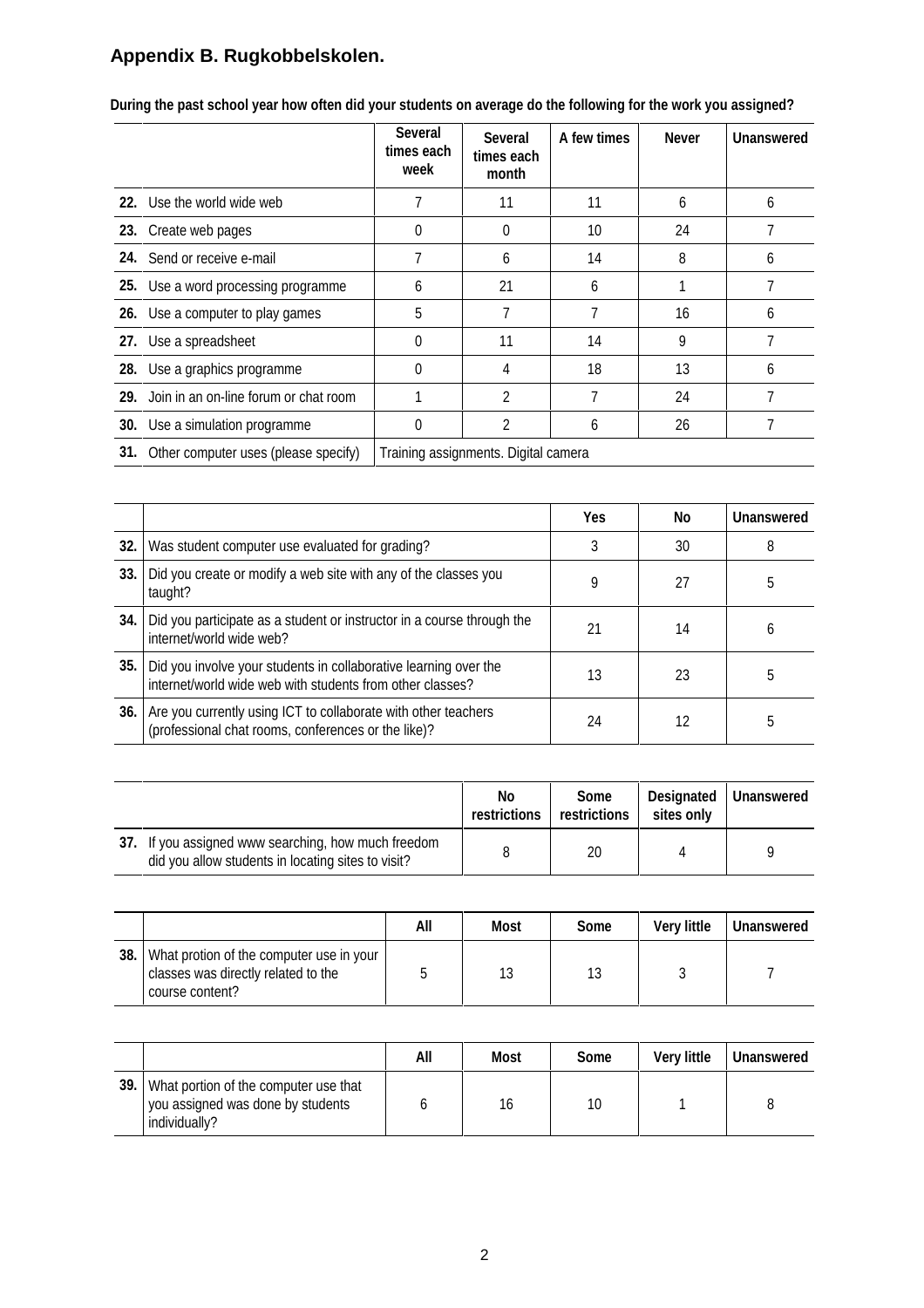## Appendix B. Rugkobbelskolen.

**During the past school year how often did your students on average do the following for the work you assigned?**

| | | Several times each week | Several times each month | A few times | Never | Unanswered |
|---|---|---|---|---|---|---|
| **22.** | Use the world wide web | 7 | 11 | 11 | 6 | 6 |
| **23.** | Create web pages | 0 | 0 | 10 | 24 | 7 |
| **24.** | Send or receive e-mail | 7 | 6 | 14 | 8 | 6 |
| **25.** | Use a word processing programme | 6 | 21 | 6 | 1 | 7 |
| **26.** | Use a computer to play games | 5 | 7 | 7 | 16 | 6 |
| **27.** | Use a spreadsheet | 0 | 11 | 14 | 9 | 7 |
| **28.** | Use a graphics programme | 0 | 4 | 18 | 13 | 6 |
| **29.** | Join in an on-line forum or chat room | 1 | 2 | 7 | 24 | 7 |
| **30.** | Use a simulation programme | 0 | 2 | 6 | 26 | 7 |
| **31.** | Other computer uses (please specify) | Training assignments. Digital camera | | | | |

| | | Yes | No | Unanswered |
|---|---|---|---|---|
| **32.** | Was student computer use evaluated for grading? | 3 | 30 | 8 |
| **33.** | Did you create or modify a web site with any of the classes you taught? | 9 | 27 | 5 |
| **34.** | Did you participate as a student or instructor in a course through the internet/world wide web? | 21 | 14 | 6 |
| **35.** | Did you involve your students in collaborative learning over the internet/world wide web with students from other classes? | 13 | 23 | 5 |
| **36.** | Are you currently using ICT to collaborate with other teachers (professional chat rooms, conferences or the like)? | 24 | 12 | 5 |

| | | No restrictions | Some restrictions | Designated sites only | Unanswered |
|---|---|---|---|---|---|
| **37.** | If you assigned www searching, how much freedom did you allow students in locating sites to visit? | 8 | 20 | 4 | 9 |

| | | All | Most | Some | Very little | Unanswered |
|---|---|---|---|---|---|---|
| **38.** | What protion of the computer use in your classes was directly related to the course content? | 5 | 13 | 13 | 3 | 7 |

| | | All | Most | Some | Very little | Unanswered |
|---|---|---|---|---|---|---|
| **39.** | What portion of the computer use that you assigned was done by students individually? | 6 | 16 | 10 | 1 | 8 |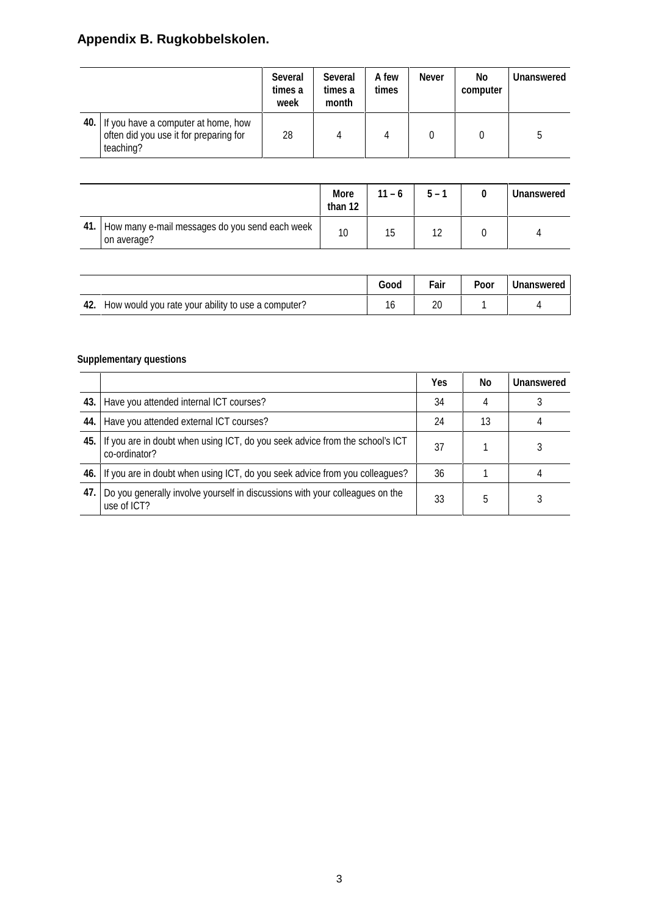## Appendix B. Rugkobbelskolen.

| | | Several times a week | Several times a month | A few times | Never | No computer | Unanswered |
|---|---|---|---|---|---|---|---|
| **40.** | If you have a computer at home, how often did you use it for preparing for teaching? | 28 | 4 | 4 | 0 | 0 | 5 |

| | | More than 12 | 11 – 6 | 5 – 1 | 0 | Unanswered |
|---|---|---|---|---|---|---|
| **41.** | How many e-mail messages do you send each week on average? | 10 | 15 | 12 | 0 | 4 |

| | | Good | Fair | Poor | Unanswered |
|---|---|---|---|---|---|
| **42.** | How would you rate your ability to use a computer? | 16 | 20 | 1 | 4 |

**Supplementary questions**

| | | Yes | No | Unanswered |
|---|---|---|---|---|
| **43.** | Have you attended internal ICT courses? | 34 | 4 | 3 |
| **44.** | Have you attended external ICT courses? | 24 | 13 | 4 |
| **45.** | If you are in doubt when using ICT, do you seek advice from the school's ICT co-ordinator? | 37 | 1 | 3 |
| **46.** | If you are in doubt when using ICT, do you seek advice from you colleagues? | 36 | 1 | 4 |
| **47.** | Do you generally involve yourself in discussions with your colleagues on the use of ICT? | 33 | 5 | 3 |